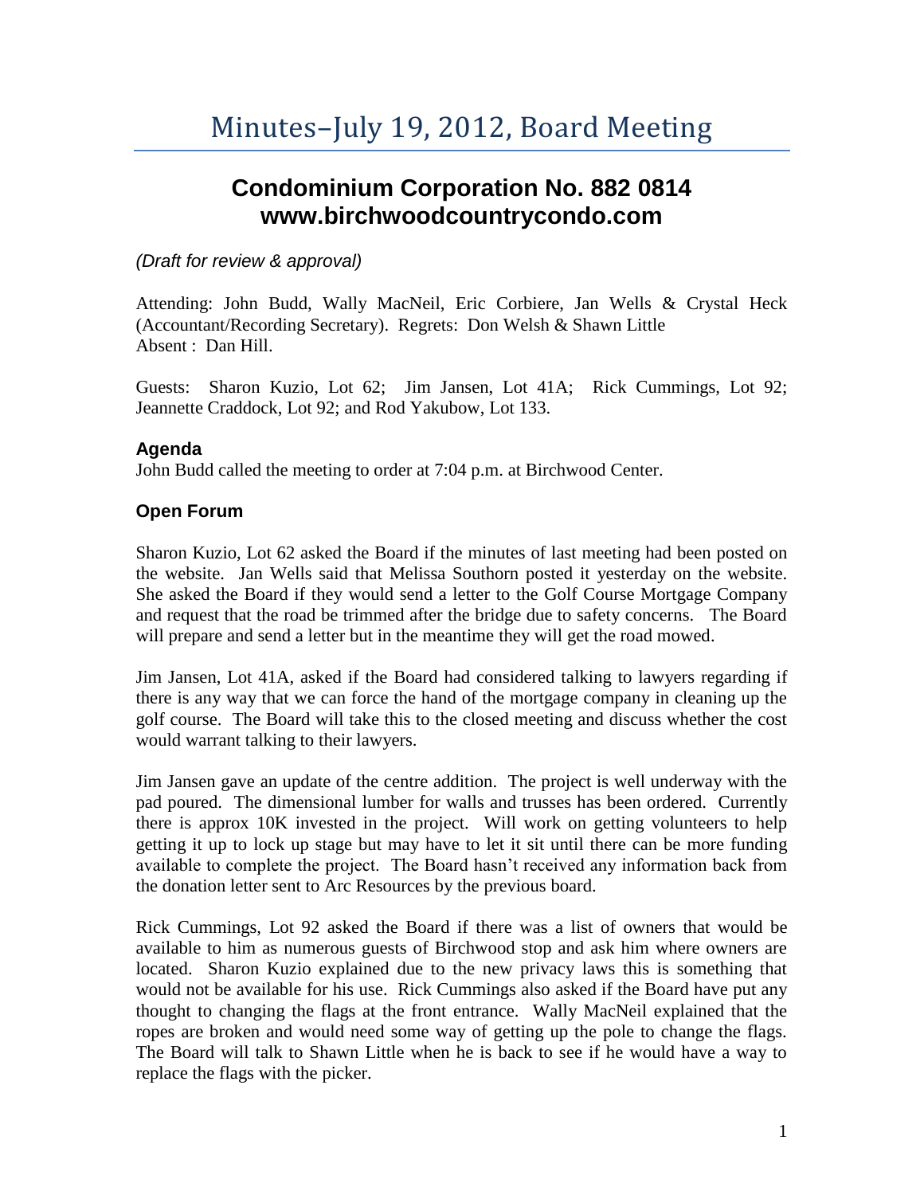# Minutes–July 19, 2012, Board Meeting

## Condominium Corporation No. 882 0814
## www.birchwoodcountrycondo.com

*(Draft for review & approval)*

Attending: John Budd, Wally MacNeil, Eric Corbiere, Jan Wells & Crystal Heck (Accountant/Recording Secretary). Regrets: Don Welsh & Shawn Little
Absent : Dan Hill.

Guests: Sharon Kuzio, Lot 62; Jim Jansen, Lot 41A; Rick Cummings, Lot 92; Jeannette Craddock, Lot 92; and Rod Yakubow, Lot 133.

### Agenda

John Budd called the meeting to order at 7:04 p.m. at Birchwood Center.

### Open Forum

Sharon Kuzio, Lot 62 asked the Board if the minutes of last meeting had been posted on the website. Jan Wells said that Melissa Southorn posted it yesterday on the website. She asked the Board if they would send a letter to the Golf Course Mortgage Company and request that the road be trimmed after the bridge due to safety concerns. The Board will prepare and send a letter but in the meantime they will get the road mowed.

Jim Jansen, Lot 41A, asked if the Board had considered talking to lawyers regarding if there is any way that we can force the hand of the mortgage company in cleaning up the golf course. The Board will take this to the closed meeting and discuss whether the cost would warrant talking to their lawyers.

Jim Jansen gave an update of the centre addition. The project is well underway with the pad poured. The dimensional lumber for walls and trusses has been ordered. Currently there is approx 10K invested in the project. Will work on getting volunteers to help getting it up to lock up stage but may have to let it sit until there can be more funding available to complete the project. The Board hasn't received any information back from the donation letter sent to Arc Resources by the previous board.

Rick Cummings, Lot 92 asked the Board if there was a list of owners that would be available to him as numerous guests of Birchwood stop and ask him where owners are located. Sharon Kuzio explained due to the new privacy laws this is something that would not be available for his use. Rick Cummings also asked if the Board have put any thought to changing the flags at the front entrance. Wally MacNeil explained that the ropes are broken and would need some way of getting up the pole to change the flags. The Board will talk to Shawn Little when he is back to see if he would have a way to replace the flags with the picker.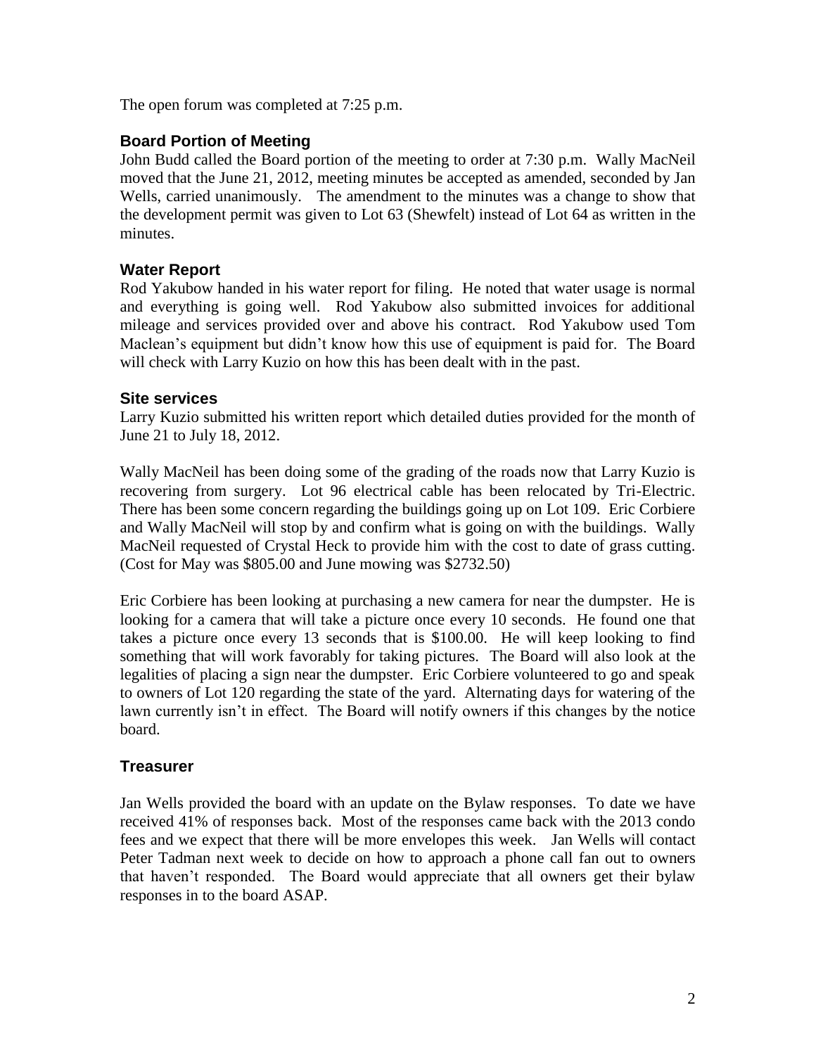The open forum was completed at 7:25 p.m.

## Board Portion of Meeting

John Budd called the Board portion of the meeting to order at 7:30 p.m. Wally MacNeil moved that the June 21, 2012, meeting minutes be accepted as amended, seconded by Jan Wells, carried unanimously. The amendment to the minutes was a change to show that the development permit was given to Lot 63 (Shewfelt) instead of Lot 64 as written in the minutes.

## Water Report

Rod Yakubow handed in his water report for filing. He noted that water usage is normal and everything is going well. Rod Yakubow also submitted invoices for additional mileage and services provided over and above his contract. Rod Yakubow used Tom Maclean's equipment but didn't know how this use of equipment is paid for. The Board will check with Larry Kuzio on how this has been dealt with in the past.

## Site services

Larry Kuzio submitted his written report which detailed duties provided for the month of June 21 to July 18, 2012.

Wally MacNeil has been doing some of the grading of the roads now that Larry Kuzio is recovering from surgery. Lot 96 electrical cable has been relocated by Tri-Electric. There has been some concern regarding the buildings going up on Lot 109. Eric Corbiere and Wally MacNeil will stop by and confirm what is going on with the buildings. Wally MacNeil requested of Crystal Heck to provide him with the cost to date of grass cutting. (Cost for May was $805.00 and June mowing was $2732.50)

Eric Corbiere has been looking at purchasing a new camera for near the dumpster. He is looking for a camera that will take a picture once every 10 seconds. He found one that takes a picture once every 13 seconds that is $100.00. He will keep looking to find something that will work favorably for taking pictures. The Board will also look at the legalities of placing a sign near the dumpster. Eric Corbiere volunteered to go and speak to owners of Lot 120 regarding the state of the yard. Alternating days for watering of the lawn currently isn't in effect. The Board will notify owners if this changes by the notice board.

## Treasurer

Jan Wells provided the board with an update on the Bylaw responses. To date we have received 41% of responses back. Most of the responses came back with the 2013 condo fees and we expect that there will be more envelopes this week. Jan Wells will contact Peter Tadman next week to decide on how to approach a phone call fan out to owners that haven't responded. The Board would appreciate that all owners get their bylaw responses in to the board ASAP.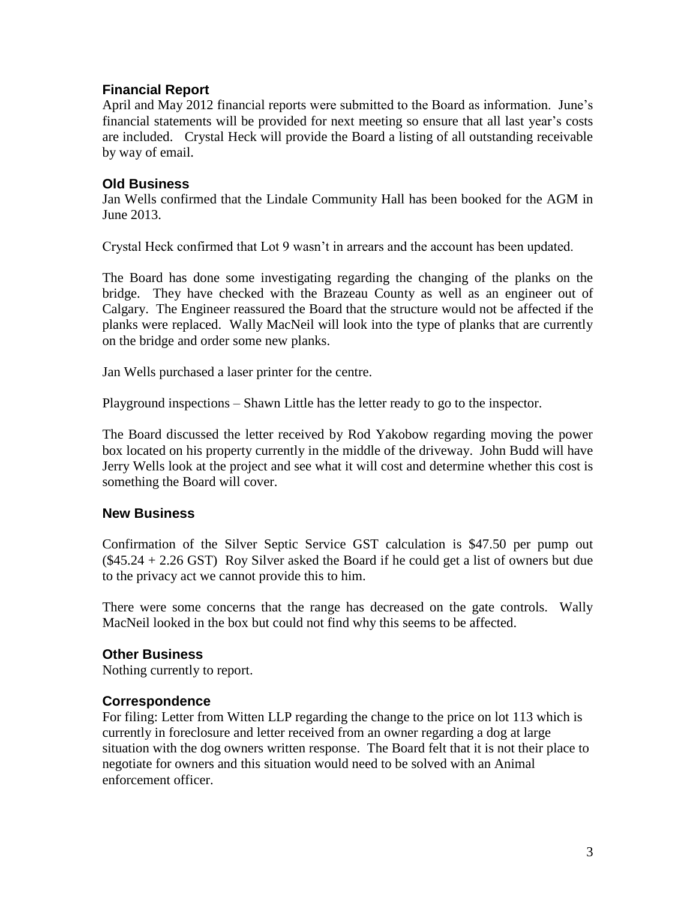## Financial Report

April and May 2012 financial reports were submitted to the Board as information. June's financial statements will be provided for next meeting so ensure that all last year's costs are included. Crystal Heck will provide the Board a listing of all outstanding receivable by way of email.

## Old Business

Jan Wells confirmed that the Lindale Community Hall has been booked for the AGM in June 2013.

Crystal Heck confirmed that Lot 9 wasn't in arrears and the account has been updated.

The Board has done some investigating regarding the changing of the planks on the bridge. They have checked with the Brazeau County as well as an engineer out of Calgary. The Engineer reassured the Board that the structure would not be affected if the planks were replaced. Wally MacNeil will look into the type of planks that are currently on the bridge and order some new planks.

Jan Wells purchased a laser printer for the centre.

Playground inspections – Shawn Little has the letter ready to go to the inspector.

The Board discussed the letter received by Rod Yakobow regarding moving the power box located on his property currently in the middle of the driveway. John Budd will have Jerry Wells look at the project and see what it will cost and determine whether this cost is something the Board will cover.

## New Business

Confirmation of the Silver Septic Service GST calculation is $47.50 per pump out ($45.24 + 2.26 GST) Roy Silver asked the Board if he could get a list of owners but due to the privacy act we cannot provide this to him.

There were some concerns that the range has decreased on the gate controls. Wally MacNeil looked in the box but could not find why this seems to be affected.

## Other Business

Nothing currently to report.

## Correspondence

For filing: Letter from Witten LLP regarding the change to the price on lot 113 which is currently in foreclosure and letter received from an owner regarding a dog at large situation with the dog owners written response. The Board felt that it is not their place to negotiate for owners and this situation would need to be solved with an Animal enforcement officer.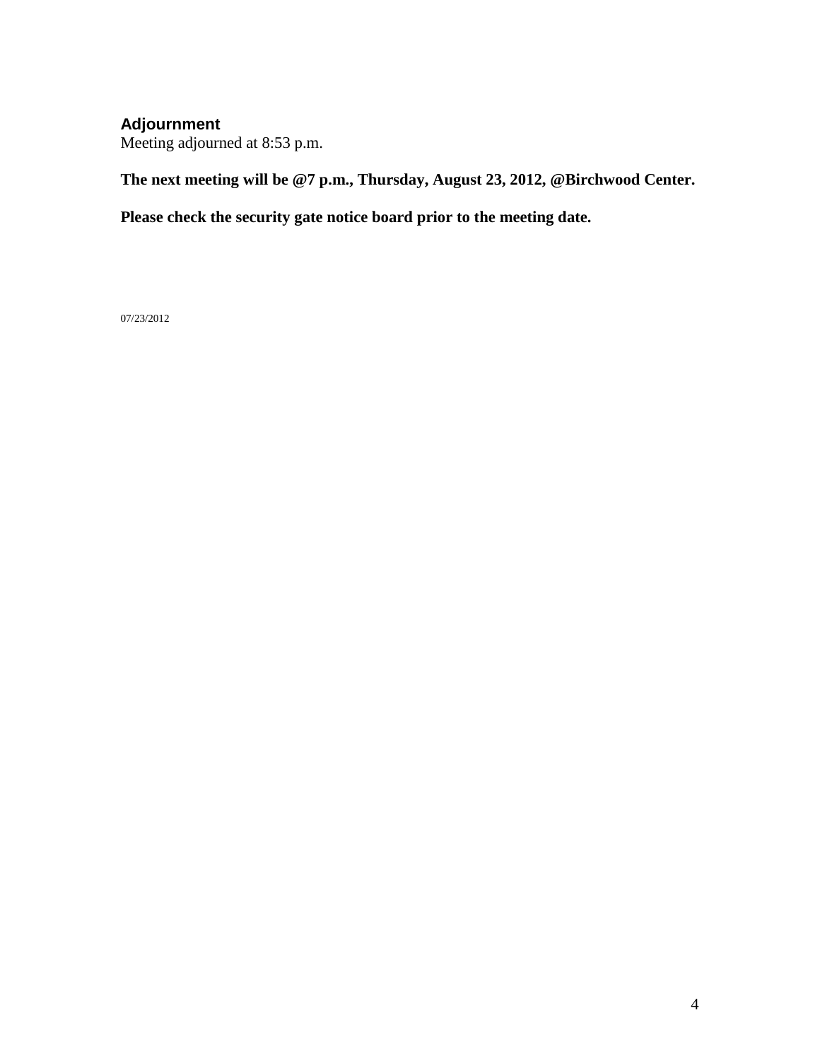### Adjournment

Meeting adjourned at 8:53 p.m.

**The next meeting will be @7 p.m., Thursday, August 23, 2012, @Birchwood Center.**

**Please check the security gate notice board prior to the meeting date.**

07/23/2012